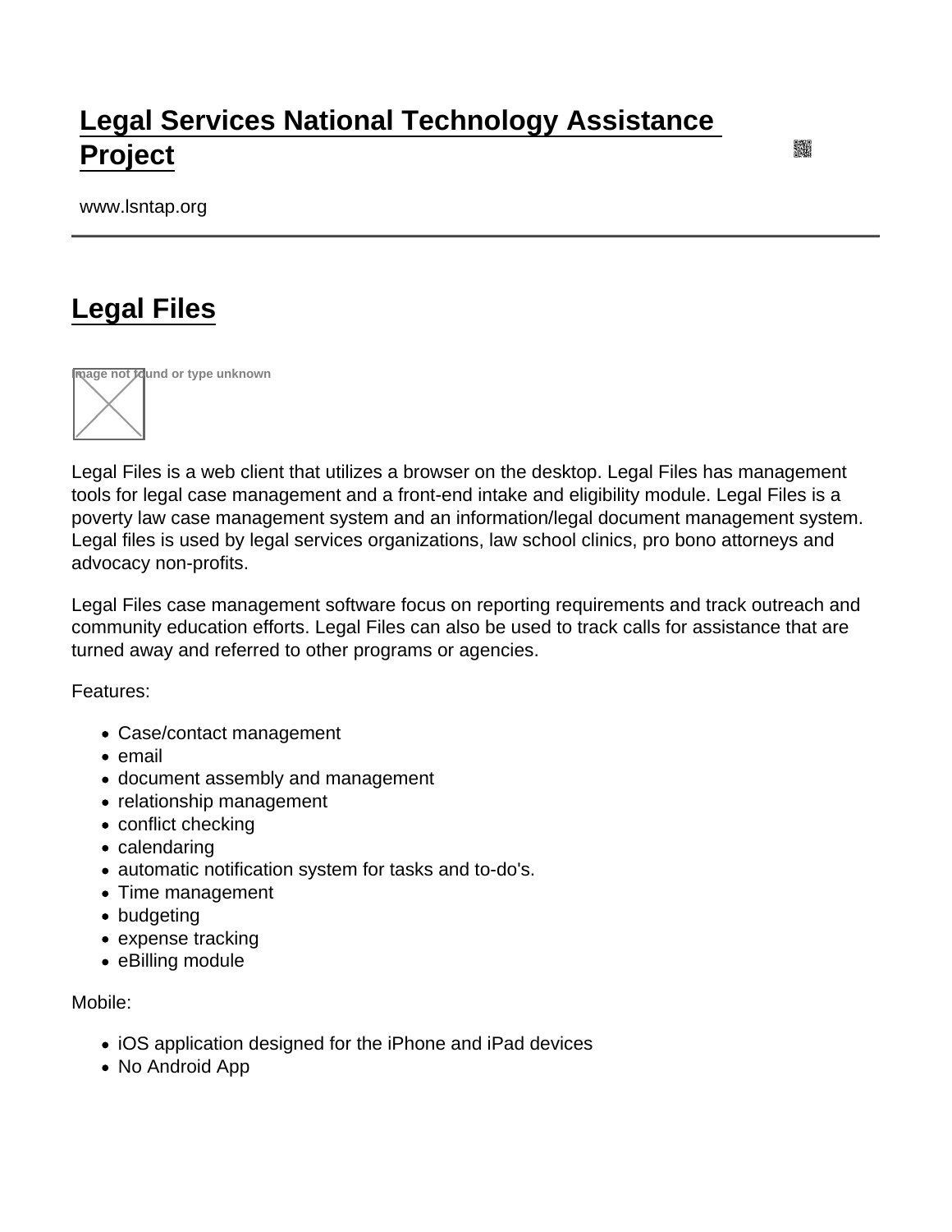# Legal Services National Technology Assistance Project

www.lsntap.org

## Legal Files

Legal Files is a web client that utilizes a browser on the desktop. Legal Files has management tools for legal case management and a front-end intake and eligibility module. Legal Files is a poverty law case management system and an information/legal document management system. Legal files is used by legal services organizations, law school clinics, pro bono attorneys and advocacy non-profits.

Legal Files case management software focus on reporting requirements and track outreach and community education efforts. Legal Files can also be used to track calls for assistance that are turned away and referred to other programs or agencies.

Features:

- Case/contact management
- email
- document assembly and management
- relationship management
- conflict checking
- calendaring
- automatic notification system for tasks and to-do's.
- Time management
- budgeting
- expense tracking
- eBilling module

Mobile:

- iOS application designed for the iPhone and iPad devices
- No Android App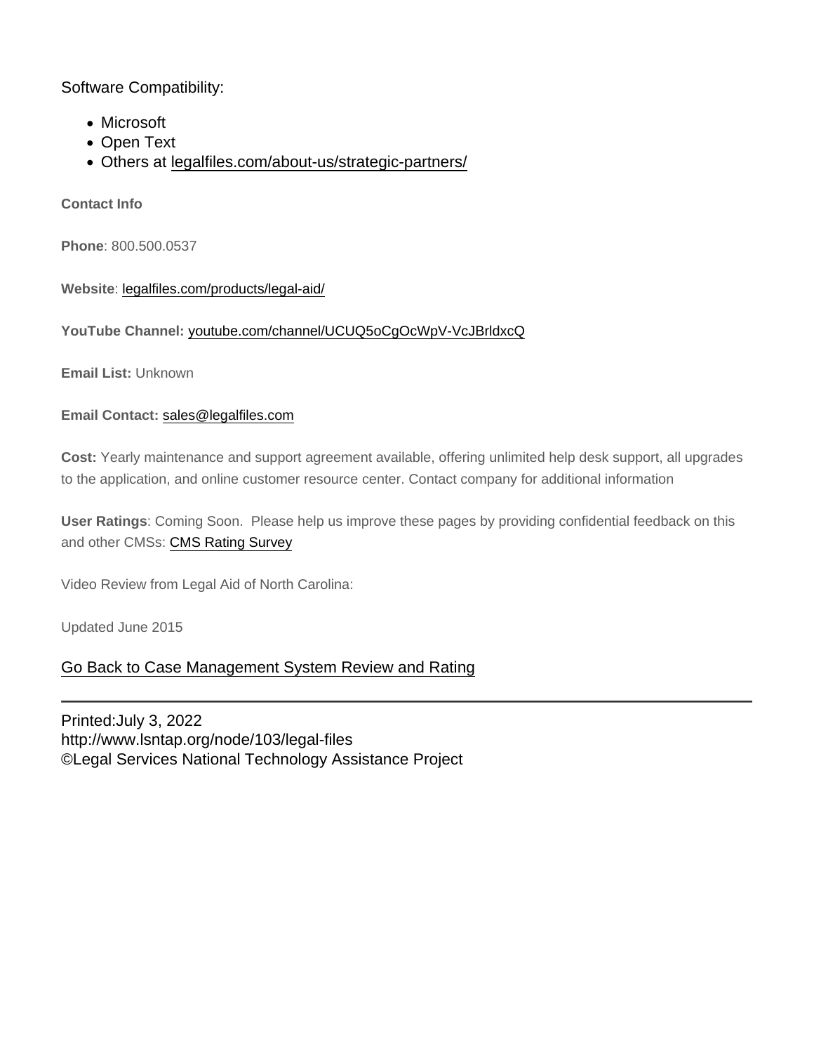Software Compatibility:

- Microsoft
- Open Text
- Others at legalfiles.com/about-us/strategic-partners/

**Contact Info**

**Phone**: 800.500.0537

**Website**: legalfiles.com/products/legal-aid/

**YouTube Channel:** youtube.com/channel/UCUQ5oCgOcWpV-VcJBrldxcQ

**Email List:** Unknown

**Email Contact:** sales@legalfiles.com

**Cost:** Yearly maintenance and support agreement available, offering unlimited help desk support, all upgrades to the application, and online customer resource center. Contact company for additional information

**User Ratings**: Coming Soon. Please help us improve these pages by providing confidential feedback on this and other CMSs: CMS Rating Survey

Video Review from Legal Aid of North Carolina:

Updated June 2015

Go Back to Case Management System Review and Rating

---

Printed:July 3, 2022
http://www.lsntap.org/node/103/legal-files
©Legal Services National Technology Assistance Project